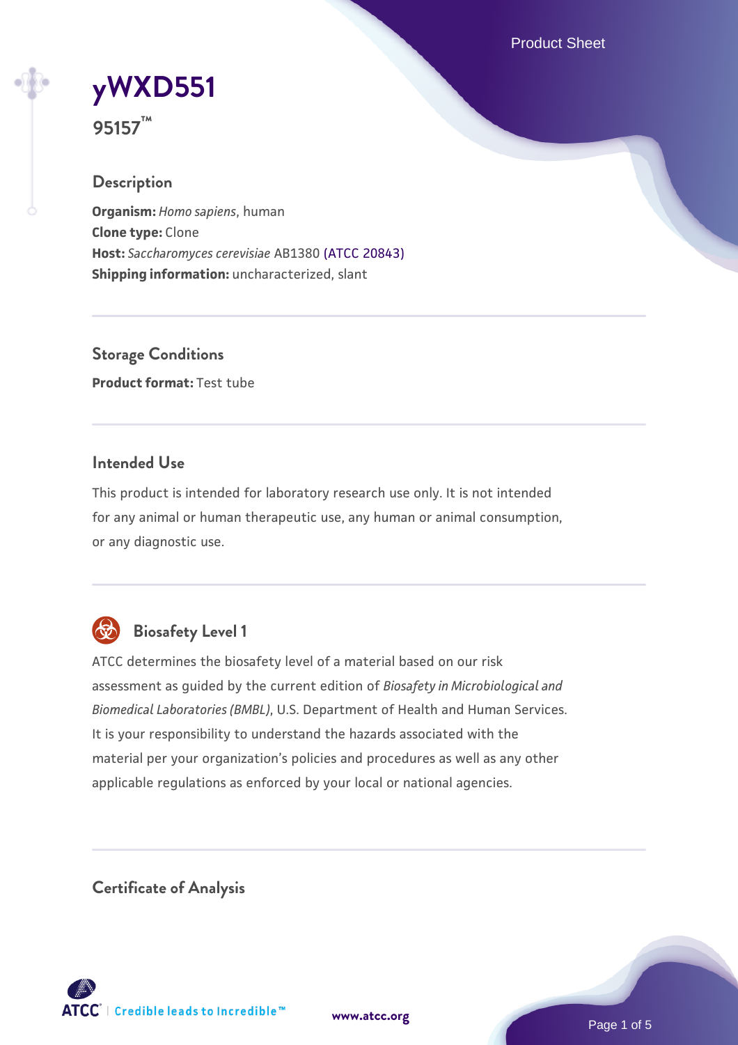# yWXD551

**95157™**

## Description

**Organism:** *Homo sapiens*, human
**Clone type:** Clone
**Host:** *Saccharomyces cerevisiae* AB1380 (ATCC 20843)
**Shipping information:** uncharacterized, slant

## Storage Conditions

**Product format:** Test tube

## Intended Use

This product is intended for laboratory research use only. It is not intended for any animal or human therapeutic use, any human or animal consumption, or any diagnostic use.

## Biosafety Level 1

ATCC determines the biosafety level of a material based on our risk assessment as guided by the current edition of *Biosafety in Microbiological and Biomedical Laboratories (BMBL)*, U.S. Department of Health and Human Services. It is your responsibility to understand the hazards associated with the material per your organization's policies and procedures as well as any other applicable regulations as enforced by your local or national agencies.

## Certificate of Analysis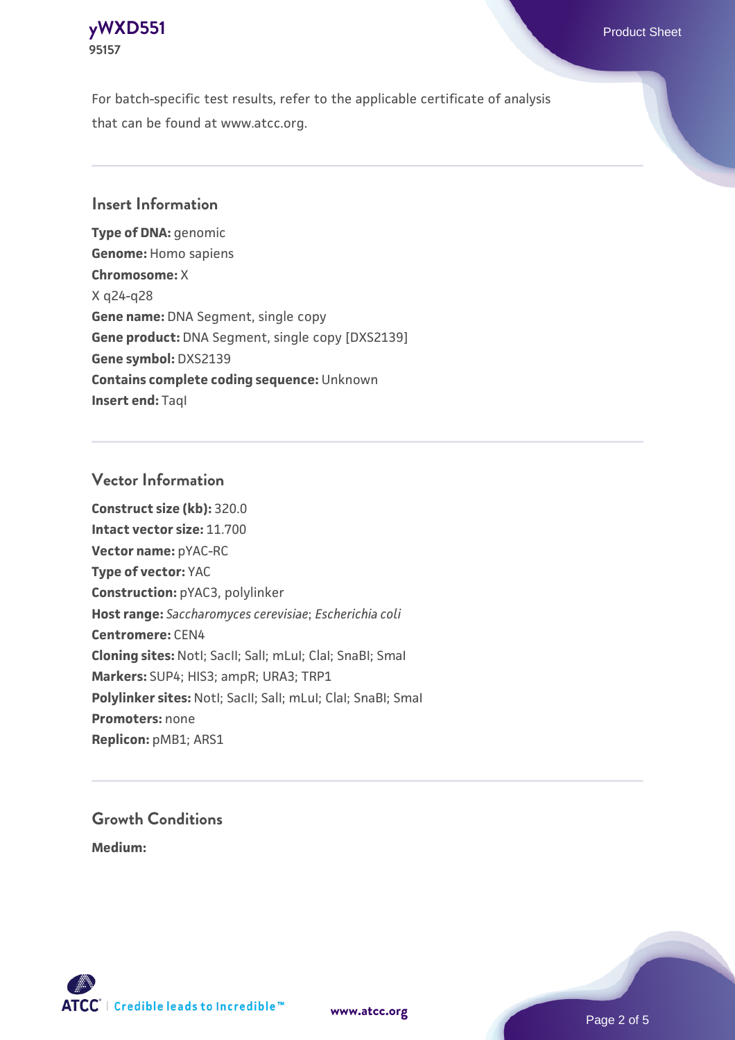For batch-specific test results, refer to the applicable certificate of analysis that can be found at www.atcc.org.

## Insert Information

**Type of DNA:** genomic
**Genome:** Homo sapiens
**Chromosome:** X
X q24-q28
**Gene name:** DNA Segment, single copy
**Gene product:** DNA Segment, single copy [DXS2139]
**Gene symbol:** DXS2139
**Contains complete coding sequence:** Unknown
**Insert end:** TaqI

## Vector Information

**Construct size (kb):** 320.0
**Intact vector size:** 11.700
**Vector name:** pYAC-RC
**Type of vector:** YAC
**Construction:** pYAC3, polylinker
**Host range:** *Saccharomyces cerevisiae*; *Escherichia coli*
**Centromere:** CEN4
**Cloning sites:** NotI; SacII; SalI; mLuI; ClaI; SnaBI; SmaI
**Markers:** SUP4; HIS3; ampR; URA3; TRP1
**Polylinker sites:** NotI; SacII; SalI; mLuI; ClaI; SnaBI; SmaI
**Promoters:** none
**Replicon:** pMB1; ARS1

## Growth Conditions

**Medium:**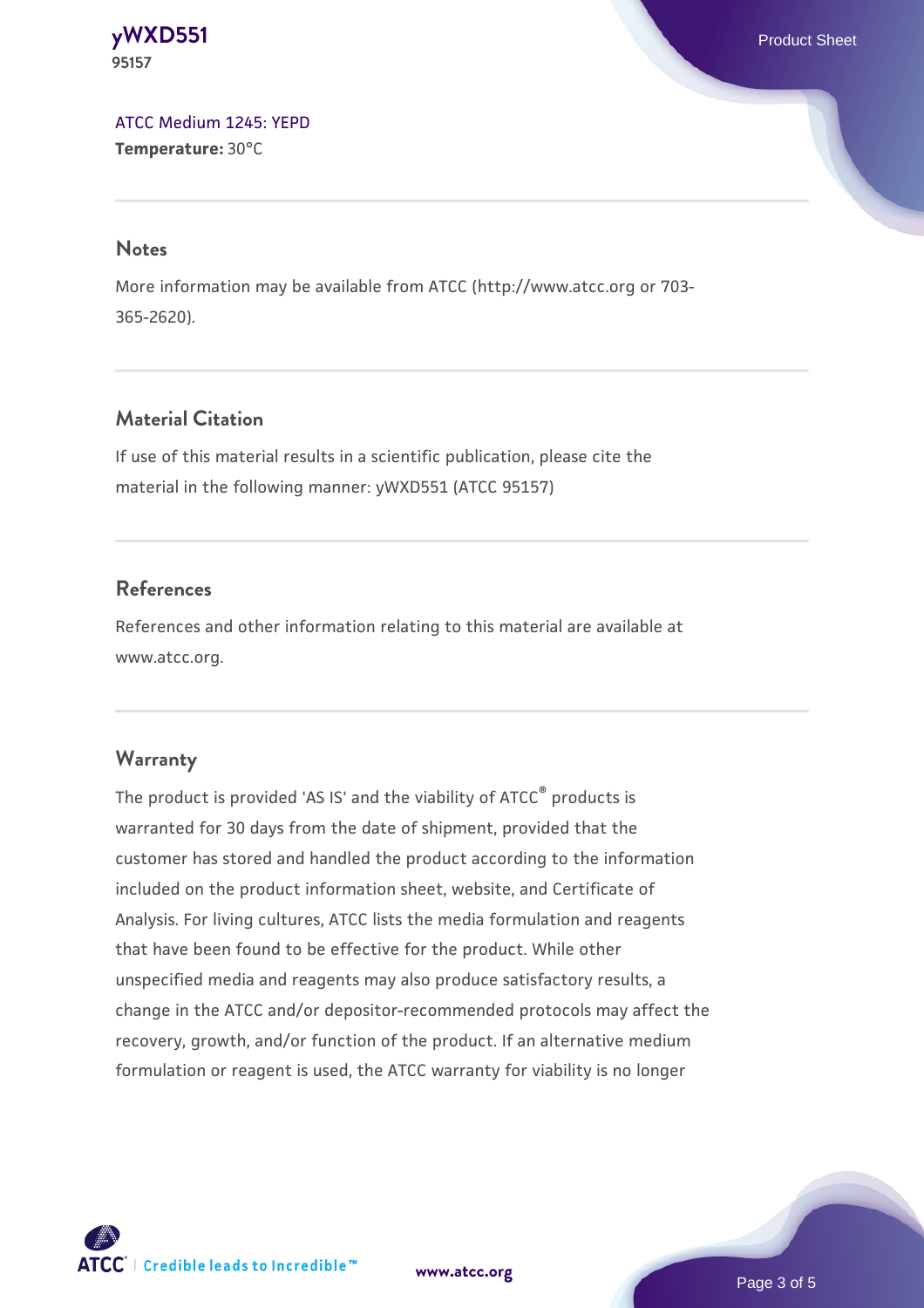ATCC Medium 1245: YEPD
**Temperature:** 30°C

## Notes

More information may be available from ATCC (http://www.atcc.org or 703-365-2620).

## Material Citation

If use of this material results in a scientific publication, please cite the material in the following manner: yWXD551 (ATCC 95157)

## References

References and other information relating to this material are available at www.atcc.org.

## Warranty

The product is provided 'AS IS' and the viability of ATCC® products is warranted for 30 days from the date of shipment, provided that the customer has stored and handled the product according to the information included on the product information sheet, website, and Certificate of Analysis. For living cultures, ATCC lists the media formulation and reagents that have been found to be effective for the product. While other unspecified media and reagents may also produce satisfactory results, a change in the ATCC and/or depositor-recommended protocols may affect the recovery, growth, and/or function of the product. If an alternative medium formulation or reagent is used, the ATCC warranty for viability is no longer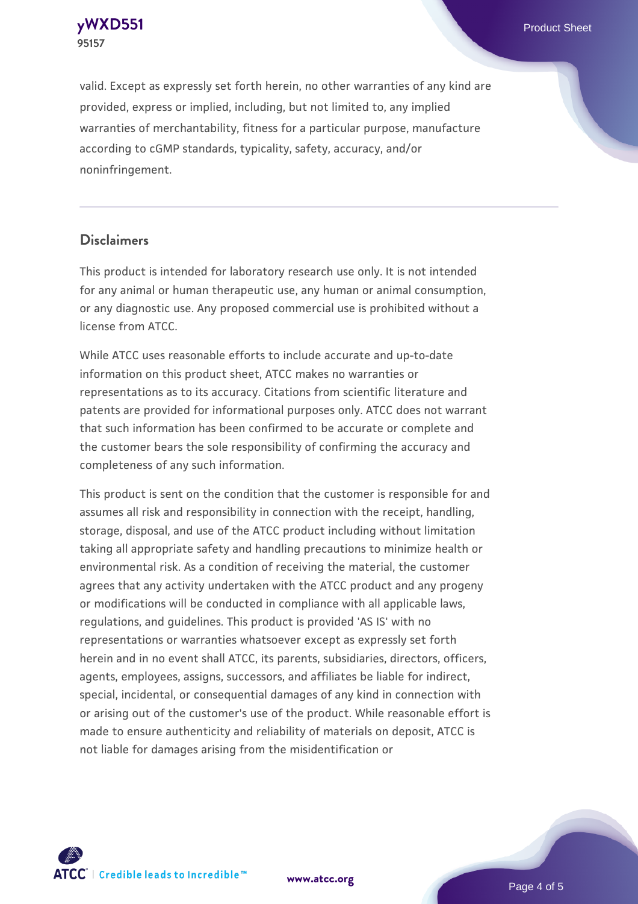valid. Except as expressly set forth herein, no other warranties of any kind are provided, express or implied, including, but not limited to, any implied warranties of merchantability, fitness for a particular purpose, manufacture according to cGMP standards, typicality, safety, accuracy, and/or noninfringement.

## Disclaimers

This product is intended for laboratory research use only. It is not intended for any animal or human therapeutic use, any human or animal consumption, or any diagnostic use. Any proposed commercial use is prohibited without a license from ATCC.

While ATCC uses reasonable efforts to include accurate and up-to-date information on this product sheet, ATCC makes no warranties or representations as to its accuracy. Citations from scientific literature and patents are provided for informational purposes only. ATCC does not warrant that such information has been confirmed to be accurate or complete and the customer bears the sole responsibility of confirming the accuracy and completeness of any such information.

This product is sent on the condition that the customer is responsible for and assumes all risk and responsibility in connection with the receipt, handling, storage, disposal, and use of the ATCC product including without limitation taking all appropriate safety and handling precautions to minimize health or environmental risk. As a condition of receiving the material, the customer agrees that any activity undertaken with the ATCC product and any progeny or modifications will be conducted in compliance with all applicable laws, regulations, and guidelines. This product is provided 'AS IS' with no representations or warranties whatsoever except as expressly set forth herein and in no event shall ATCC, its parents, subsidiaries, directors, officers, agents, employees, assigns, successors, and affiliates be liable for indirect, special, incidental, or consequential damages of any kind in connection with or arising out of the customer's use of the product. While reasonable effort is made to ensure authenticity and reliability of materials on deposit, ATCC is not liable for damages arising from the misidentification or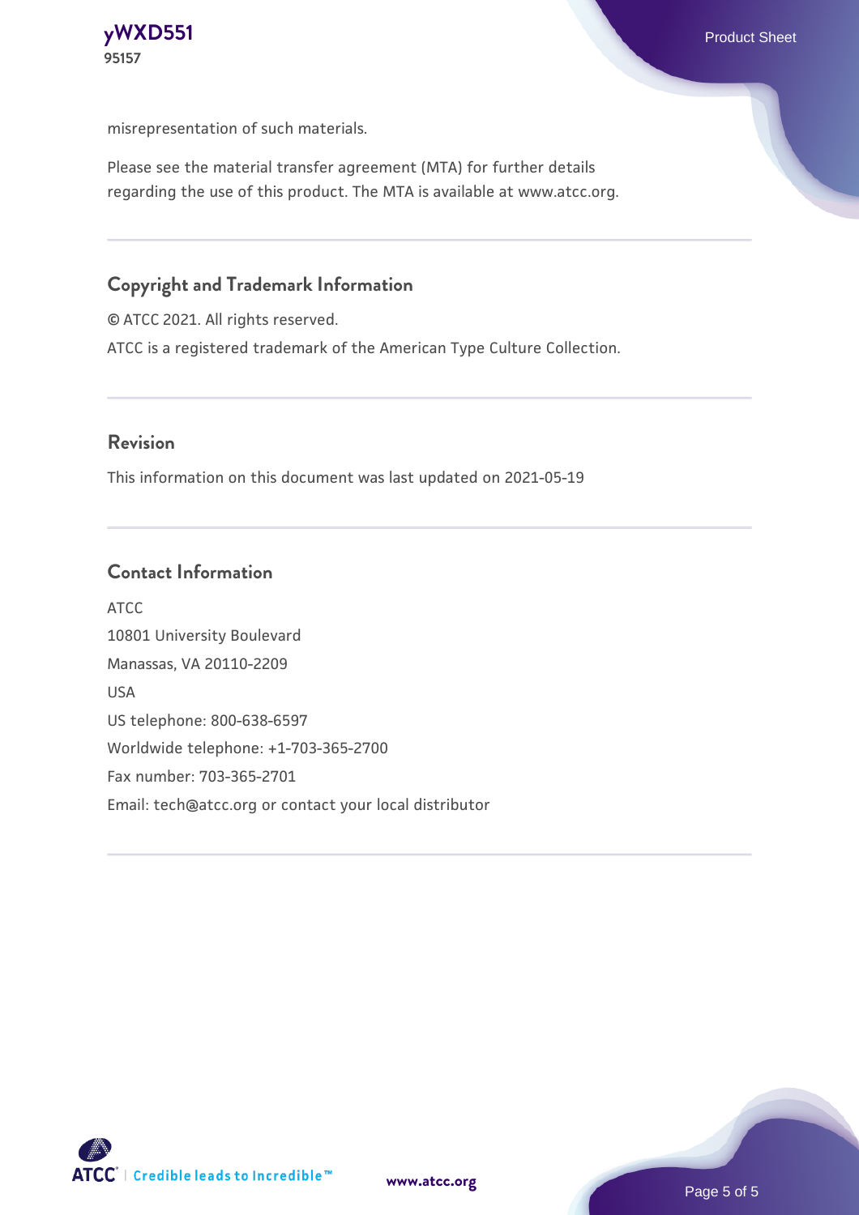misrepresentation of such materials.

Please see the material transfer agreement (MTA) for further details regarding the use of this product. The MTA is available at www.atcc.org.

## Copyright and Trademark Information

© ATCC 2021. All rights reserved.

ATCC is a registered trademark of the American Type Culture Collection.

## Revision

This information on this document was last updated on 2021-05-19

## Contact Information

ATCC

10801 University Boulevard

Manassas, VA 20110-2209

USA

US telephone: 800-638-6597

Worldwide telephone: +1-703-365-2700

Fax number: 703-365-2701

Email: tech@atcc.org or contact your local distributor